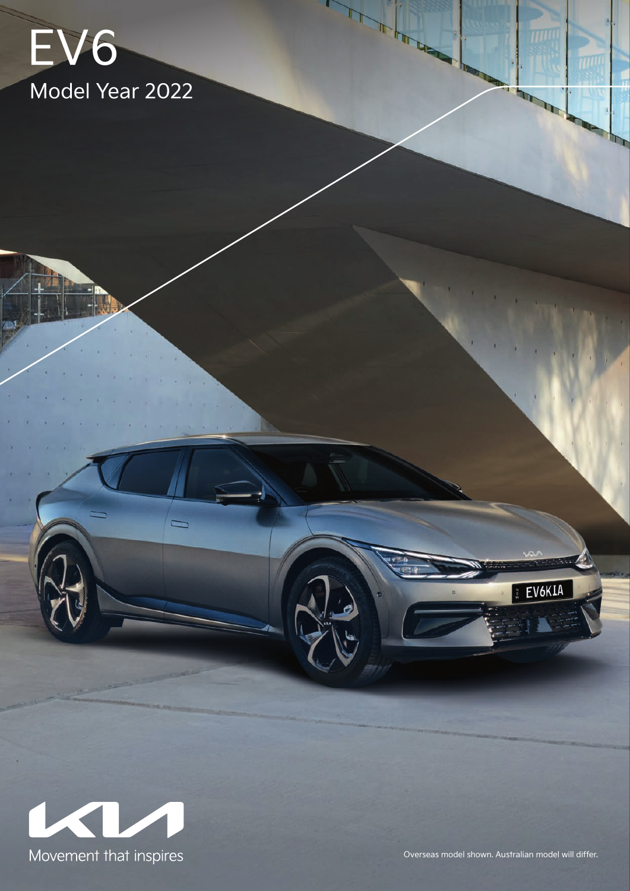# EV6

## Model Year 2022

Movement that inspires

Overseas model shown. Australian model will differ.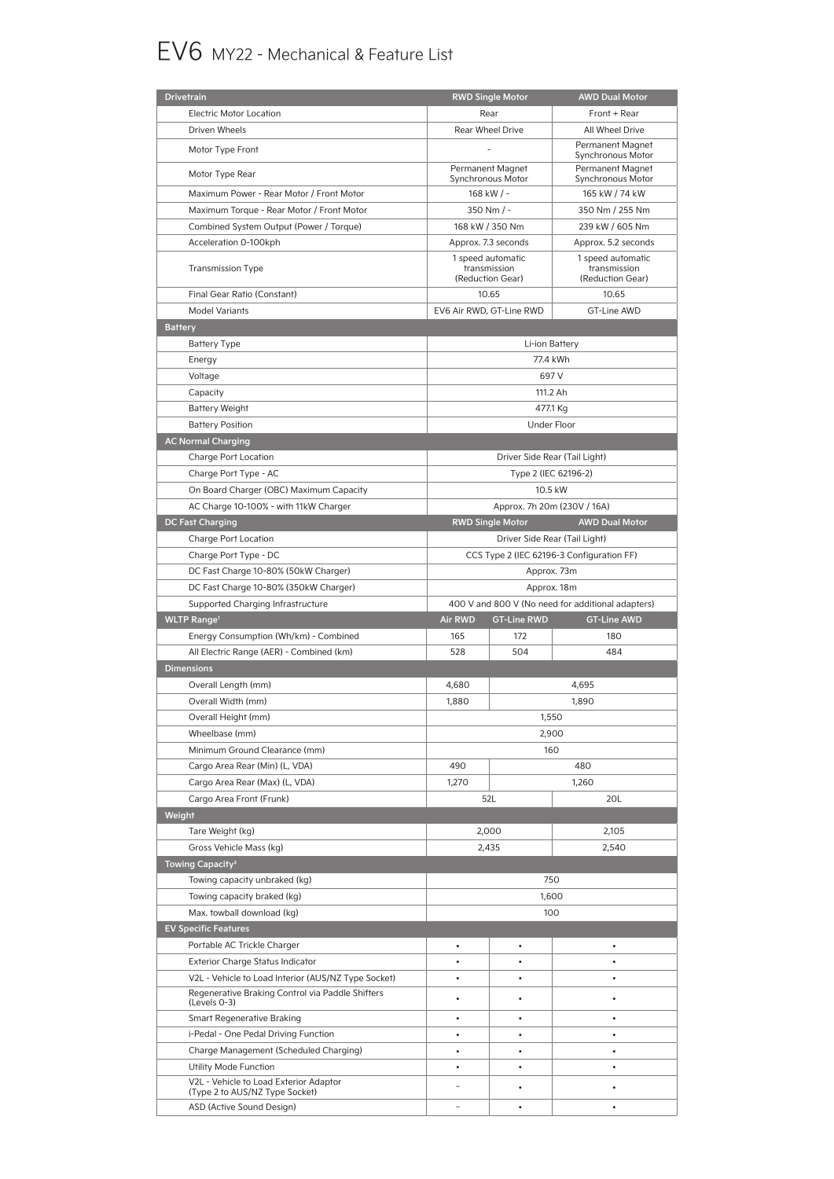# EV6 MY22 - Mechanical & Feature List

| Drivetrain | RWD Single Motor | | AWD Dual Motor |
|---|---|---|---|
| Electric Motor Location | Rear | | Front + Rear |
| Driven Wheels | Rear Wheel Drive | | All Wheel Drive |
| Motor Type Front | - | | Permanent Magnet Synchronous Motor |
| Motor Type Rear | Permanent Magnet Synchronous Motor | | Permanent Magnet Synchronous Motor |
| Maximum Power - Rear Motor / Front Motor | 168 kW / - | | 165 kW / 74 kW |
| Maximum Torque - Rear Motor / Front Motor | 350 Nm / - | | 350 Nm / 255 Nm |
| Combined System Output (Power / Torque) | 168 kW / 350 Nm | | 239 kW / 605 Nm |
| Acceleration 0-100kph | Approx. 7.3 seconds | | Approx. 5.2 seconds |
| Transmission Type | 1 speed automatic transmission (Reduction Gear) | | 1 speed automatic transmission (Reduction Gear) |
| Final Gear Ratio (Constant) | 10.65 | | 10.65 |
| Model Variants | EV6 Air RWD, GT-Line RWD | | GT-Line AWD |
| **Battery** | | | |
| Battery Type | Li-ion Battery | | |
| Energy | 77.4 kWh | | |
| Voltage | 697 V | | |
| Capacity | 111.2 Ah | | |
| Battery Weight | 477.1 Kg | | |
| Battery Position | Under Floor | | |
| **AC Normal Charging** | | | |
| Charge Port Location | Driver Side Rear (Tail Light) | | |
| Charge Port Type - AC | Type 2 (IEC 62196-2) | | |
| On Board Charger (OBC) Maximum Capacity | 10.5 kW | | |
| AC Charge 10-100% - with 11kW Charger | Approx. 7h 20m (230V / 16A) | | |
| **DC Fast Charging** | **RWD Single Motor** | | **AWD Dual Motor** |
| Charge Port Location | Driver Side Rear (Tail Light) | | |
| Charge Port Type - DC | CCS Type 2 (IEC 62196-3 Configuration FF) | | |
| DC Fast Charge 10-80% (50kW Charger) | Approx. 73m | | |
| DC Fast Charge 10-80% (350kW Charger) | Approx. 18m | | |
| Supported Charging Infrastructure | 400 V and 800 V (No need for additional adapters) | | |
| **WLTP Range[1]** | **Air RWD** | **GT-Line RWD** | **GT-Line AWD** |
| Energy Consumption (Wh/km) - Combined | 165 | 172 | 180 |
| All Electric Range (AER) - Combined (km) | 528 | 504 | 484 |
| **Dimensions** | | | |
| Overall Length (mm) | 4,680 | 4,695 | |
| Overall Width (mm) | 1,880 | 1,890 | |
| Overall Height (mm) | 1,550 | | |
| Wheelbase (mm) | 2,900 | | |
| Minimum Ground Clearance (mm) | 160 | | |
| Cargo Area Rear (Min) (L, VDA) | 490 | 480 | |
| Cargo Area Rear (Max) (L, VDA) | 1,270 | 1,260 | |
| Cargo Area Front (Frunk) | 52L | | 20L |
| **Weight** | | | |
| Tare Weight (kg) | 2,000 | | 2,105 |
| Gross Vehicle Mass (kg) | 2,435 | | 2,540 |
| **Towing Capacity[2]** | | | |
| Towing capacity unbraked (kg) | 750 | | |
| Towing capacity braked (kg) | 1,600 | | |
| Max. towball download (kg) | 100 | | |
| **EV Specific Features** | | | |
| Portable AC Trickle Charger | • | • | • |
| Exterior Charge Status Indicator | • | • | • |
| V2L - Vehicle to Load Interior (AUS/NZ Type Socket) | • | • | • |
| Regenerative Braking Control via Paddle Shifters (Levels 0-3) | • | • | • |
| Smart Regenerative Braking | • | • | • |
| i-Pedal - One Pedal Driving Function | • | • | • |
| Charge Management (Scheduled Charging) | • | • | • |
| Utility Mode Function | • | • | • |
| V2L - Vehicle to Load Exterior Adaptor (Type 2 to AUS/NZ Type Socket) | - | • | • |
| ASD (Active Sound Design) | - | • | • |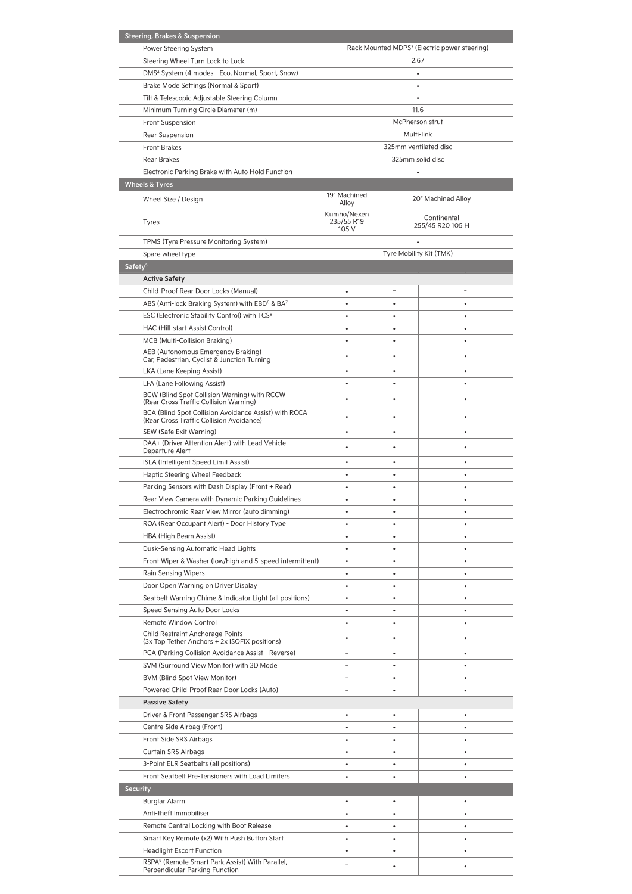| Steering, Brakes & Suspension | | | |
|---|---|---|---|
| Power Steering System | Rack Mounted MDPS[3] (Electric power steering) | | |
| Steering Wheel Turn Lock to Lock | 2.67 | | |
| DMS[4] System (4 modes - Eco, Normal, Sport, Snow) | • | | |
| Brake Mode Settings (Normal & Sport) | • | | |
| Tilt & Telescopic Adjustable Steering Column | • | | |
| Minimum Turning Circle Diameter (m) | 11.6 | | |
| Front Suspension | McPherson strut | | |
| Rear Suspension | Multi-link | | |
| Front Brakes | 325mm ventilated disc | | |
| Rear Brakes | 325mm solid disc | | |
| Electronic Parking Brake with Auto Hold Function | • | | |
| **Wheels & Tyres** | | | |
| Wheel Size / Design | 19" Machined Alloy | 20" Machined Alloy | |
| Tyres | Kumho/Nexen 235/55 R19 105 V | Continental 255/45 R20 105 H | |
| TPMS (Tyre Pressure Monitoring System) | • | | |
| Spare wheel type | Tyre Mobility Kit (TMK) | | |
| **Safety[5]** | | | |
| **Active Safety** | | | |
| Child-Proof Rear Door Locks (Manual) | • | – | – |
| ABS (Anti-lock Braking System) with EBD[6] & BA[7] | • | • | • |
| ESC (Electronic Stability Control) with TCS[8] | • | • | • |
| HAC (Hill-start Assist Control) | • | • | • |
| MCB (Multi-Collision Braking) | • | • | • |
| AEB (Autonomous Emergency Braking) - Car, Pedestrian, Cyclist & Junction Turning | • | • | • |
| LKA (Lane Keeping Assist) | • | • | • |
| LFA (Lane Following Assist) | • | • | • |
| BCW (Blind Spot Collision Warning) with RCCW (Rear Cross Traffic Collision Warning) | • | • | • |
| BCA (Blind Spot Collision Avoidance Assist) with RCCA (Rear Cross Traffic Collision Avoidance) | • | • | • |
| SEW (Safe Exit Warning) | • | • | • |
| DAA+ (Driver Attention Alert) with Lead Vehicle Departure Alert | • | • | • |
| ISLA (Intelligent Speed Limit Assist) | • | • | • |
| Haptic Steering Wheel Feedback | • | • | • |
| Parking Sensors with Dash Display (Front + Rear) | • | • | • |
| Rear View Camera with Dynamic Parking Guidelines | • | • | • |
| Electrochromic Rear View Mirror (auto dimming) | • | • | • |
| ROA (Rear Occupant Alert) - Door History Type | • | • | • |
| HBA (High Beam Assist) | • | • | • |
| Dusk-Sensing Automatic Head Lights | • | • | • |
| Front Wiper & Washer (low/high and 5-speed intermittent) | • | • | • |
| Rain Sensing Wipers | • | • | • |
| Door Open Warning on Driver Display | • | • | • |
| Seatbelt Warning Chime & Indicator Light (all positions) | • | • | • |
| Speed Sensing Auto Door Locks | • | • | • |
| Remote Window Control | • | • | • |
| Child Restraint Anchorage Points (3x Top Tether Anchors + 2x ISOFIX positions) | • | • | • |
| PCA (Parking Collision Avoidance Assist - Reverse) | – | • | • |
| SVM (Surround View Monitor) with 3D Mode | – | • | • |
| BVM (Blind Spot View Monitor) | – | • | • |
| Powered Child-Proof Rear Door Locks (Auto) | – | • | • |
| **Passive Safety** | | | |
| Driver & Front Passenger SRS Airbags | • | • | • |
| Centre Side Airbag (Front) | • | • | • |
| Front Side SRS Airbags | • | • | • |
| Curtain SRS Airbags | • | • | • |
| 3-Point ELR Seatbelts (all positions) | • | • | • |
| Front Seatbelt Pre-Tensioners with Load Limiters | • | • | • |
| **Security** | | | |
| Burglar Alarm | • | • | • |
| Anti-theft Immobiliser | • | • | • |
| Remote Central Locking with Boot Release | • | • | • |
| Smart Key Remote (x2) With Push Button Start | • | • | • |
| Headlight Escort Function | • | • | • |
| RSPA[9] (Remote Smart Park Assist) With Parallel, Perpendicular Parking Function | – | • | • |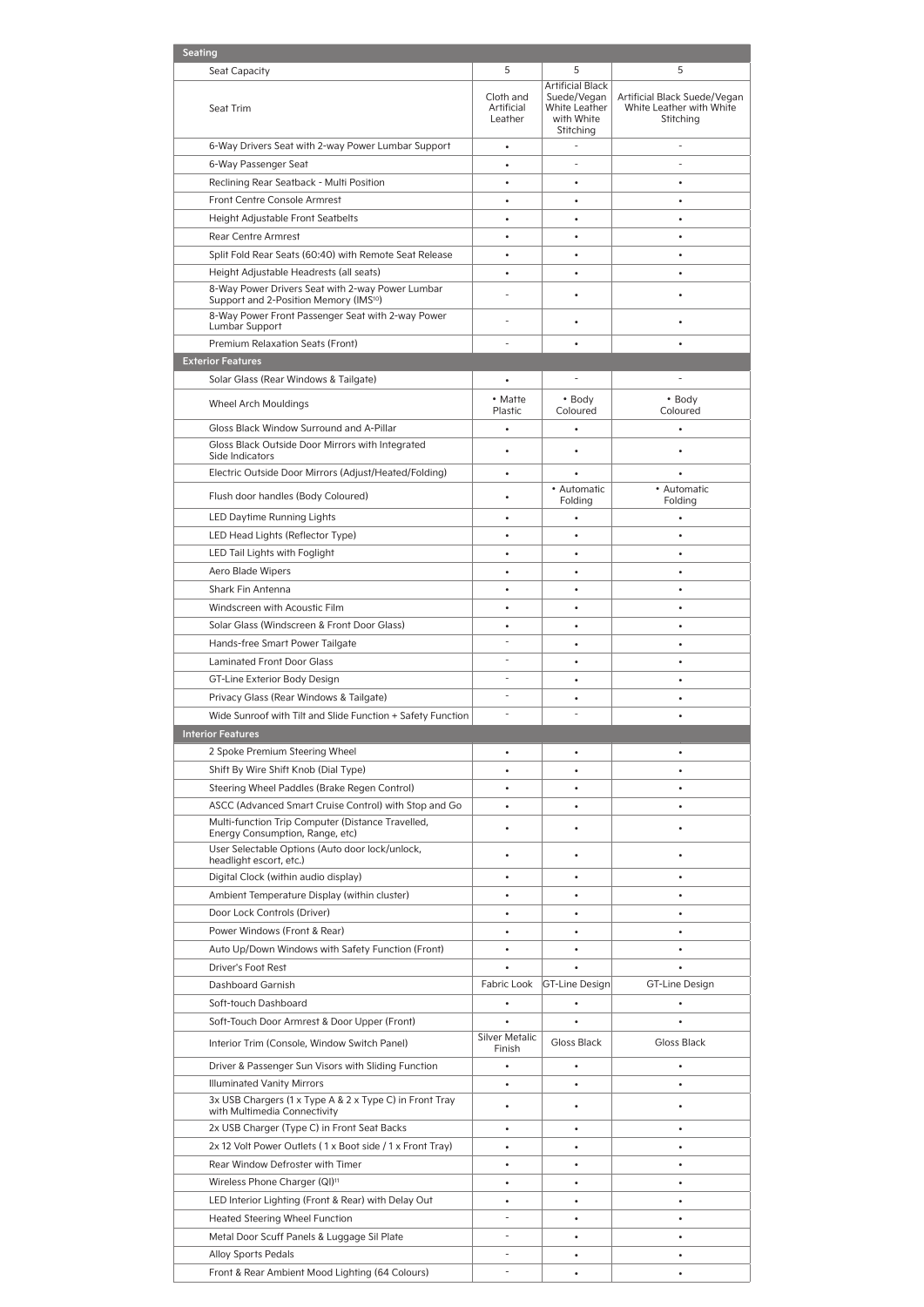| Seating | | | |
|---|---|---|---|
| Seat Capacity | 5 | 5 | 5 |
| Seat Trim | Cloth and Artificial Leather | Artificial Black Suede/Vegan White Leather with White Stitching | Artificial Black Suede/Vegan White Leather with White Stitching |
| 6-Way Drivers Seat with 2-way Power Lumbar Support | • | - | - |
| 6-Way Passenger Seat | • | - | - |
| Reclining Rear Seatback - Multi Position | • | • | • |
| Front Centre Console Armrest | • | • | • |
| Height Adjustable Front Seatbelts | • | • | • |
| Rear Centre Armrest | • | • | • |
| Split Fold Rear Seats (60:40) with Remote Seat Release | • | • | • |
| Height Adjustable Headrests (all seats) | • | • | • |
| 8-Way Power Drivers Seat with 2-way Power Lumbar Support and 2-Position Memory (IMS[10]) | - | • | • |
| 8-Way Power Front Passenger Seat with 2-way Power Lumbar Support | - | • | • |
| Premium Relaxation Seats (Front) | - | • | • |
| **Exterior Features** | | | |
| Solar Glass (Rear Windows & Tailgate) | • | - | - |
| Wheel Arch Mouldings | • Matte Plastic | • Body Coloured | • Body Coloured |
| Gloss Black Window Surround and A-Pillar | • | • | • |
| Gloss Black Outside Door Mirrors with Integrated Side Indicators | • | • | • |
| Electric Outside Door Mirrors (Adjust/Heated/Folding) | • | • | • |
| Flush door handles (Body Coloured) | • | • Automatic Folding | • Automatic Folding |
| LED Daytime Running Lights | • | • | • |
| LED Head Lights (Reflector Type) | • | • | • |
| LED Tail Lights with Foglight | • | • | • |
| Aero Blade Wipers | • | • | • |
| Shark Fin Antenna | • | • | • |
| Windscreen with Acoustic Film | • | • | • |
| Solar Glass (Windscreen & Front Door Glass) | • | • | • |
| Hands-free Smart Power Tailgate | - | • | • |
| Laminated Front Door Glass | - | • | • |
| GT-Line Exterior Body Design | - | • | • |
| Privacy Glass (Rear Windows & Tailgate) | - | • | • |
| Wide Sunroof with Tilt and Slide Function + Safety Function | - | - | • |
| **Interior Features** | | | |
| 2 Spoke Premium Steering Wheel | • | • | • |
| Shift By Wire Shift Knob (Dial Type) | • | • | • |
| Steering Wheel Paddles (Brake Regen Control) | • | • | • |
| ASCC (Advanced Smart Cruise Control) with Stop and Go | • | • | • |
| Multi-function Trip Computer (Distance Travelled, Energy Consumption, Range, etc) | • | • | • |
| User Selectable Options (Auto door lock/unlock, headlight escort, etc.) | • | • | • |
| Digital Clock (within audio display) | • | • | • |
| Ambient Temperature Display (within cluster) | • | • | • |
| Door Lock Controls (Driver) | • | • | • |
| Power Windows (Front & Rear) | • | • | • |
| Auto Up/Down Windows with Safety Function (Front) | • | • | • |
| Driver's Foot Rest | • | • | • |
| Dashboard Garnish | Fabric Look | GT-Line Design | GT-Line Design |
| Soft-touch Dashboard | • | • | • |
| Soft-Touch Door Armrest & Door Upper (Front) | • | • | • |
| Interior Trim (Console, Window Switch Panel) | Silver Metalic Finish | Gloss Black | Gloss Black |
| Driver & Passenger Sun Visors with Sliding Function | • | • | • |
| Illuminated Vanity Mirrors | • | • | • |
| 3x USB Chargers (1 x Type A & 2 x Type C) in Front Tray with Multimedia Connectivity | • | • | • |
| 2x USB Charger (Type C) in Front Seat Backs | • | • | • |
| 2x 12 Volt Power Outlets ( 1 x Boot side / 1 x Front Tray) | • | • | • |
| Rear Window Defroster with Timer | • | • | • |
| Wireless Phone Charger (QI)[11] | • | • | • |
| LED Interior Lighting (Front & Rear) with Delay Out | • | • | • |
| Heated Steering Wheel Function | - | • | • |
| Metal Door Scuff Panels & Luggage Sil Plate | - | • | • |
| Alloy Sports Pedals | - | • | • |
| Front & Rear Ambient Mood Lighting (64 Colours) | - | • | • |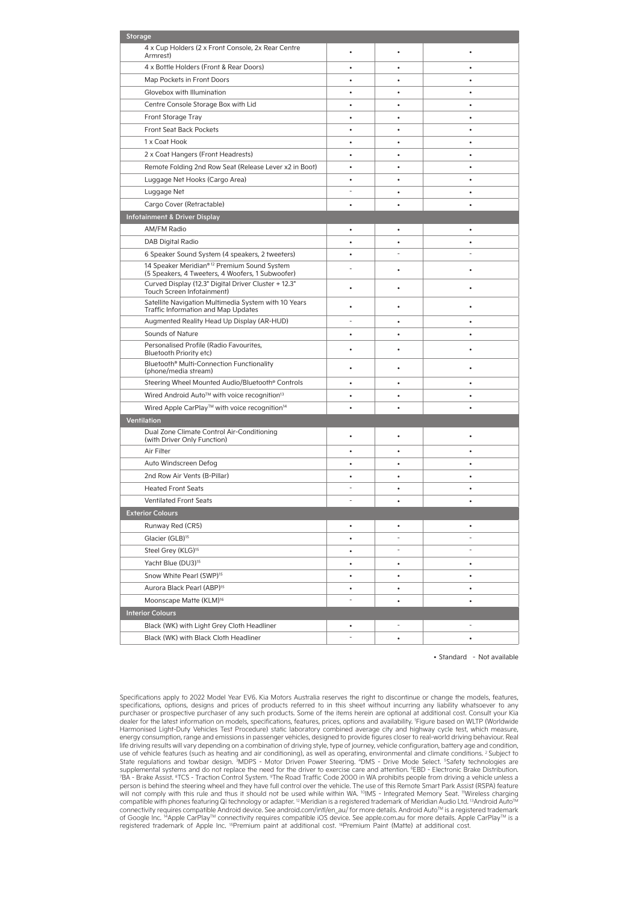| | | | |
|---|---|---|---|
| **Storage** | | | |
| 4 x Cup Holders (2 x Front Console, 2x Rear Centre Armrest) | • | • | • |
| 4 x Bottle Holders (Front & Rear Doors) | • | • | • |
| Map Pockets in Front Doors | • | • | • |
| Glovebox with Illumination | • | • | • |
| Centre Console Storage Box with Lid | • | • | • |
| Front Storage Tray | • | • | • |
| Front Seat Back Pockets | • | • | • |
| 1 x Coat Hook | • | • | • |
| 2 x Coat Hangers (Front Headrests) | • | • | • |
| Remote Folding 2nd Row Seat (Release Lever x2 in Boot) | • | • | • |
| Luggage Net Hooks (Cargo Area) | • | • | • |
| Luggage Net | - | • | • |
| Cargo Cover (Retractable) | • | • | • |
| **Infotainment & Driver Display** | | | |
| AM/FM Radio | • | • | • |
| DAB Digital Radio | • | • | • |
| 6 Speaker Sound System (4 speakers, 2 tweeters) | • | - | - |
| 14 Speaker Meridian®[12] Premium Sound System (5 Speakers, 4 Tweeters, 4 Woofers, 1 Subwoofer) | - | • | • |
| Curved Display (12.3" Digital Driver Cluster + 12.3" Touch Screen Infotainment) | • | • | • |
| Satellite Navigation Multimedia System with 10 Years Traffic Information and Map Updates | • | • | • |
| Augmented Reality Head Up Display (AR-HUD) | - | • | • |
| Sounds of Nature | • | • | • |
| Personalised Profile (Radio Favourites, Bluetooth Priority etc) | • | • | • |
| Bluetooth® Multi-Connection Functionality (phone/media stream) | • | • | • |
| Steering Wheel Mounted Audio/Bluetooth® Controls | • | • | • |
| Wired Android Auto™ with voice recognition[13] | • | • | • |
| Wired Apple CarPlay™ with voice recognition[14] | • | • | • |
| **Ventilation** | | | |
| Dual Zone Climate Control Air-Conditioning (with Driver Only Function) | • | • | • |
| Air Filter | • | • | • |
| Auto Windscreen Defog | • | • | • |
| 2nd Row Air Vents (B-Pillar) | • | • | • |
| Heated Front Seats | - | • | • |
| Ventilated Front Seats | - | • | • |
| **Exterior Colours** | | | |
| Runway Red (CR5) | • | • | • |
| Glacier (GLB)[15] | • | - | - |
| Steel Grey (KLG)[15] | • | - | - |
| Yacht Blue (DU3)[15] | • | • | • |
| Snow White Pearl (SWP)[15] | • | • | • |
| Aurora Black Pearl (ABP)[15] | • | • | • |
| Moonscape Matte (KLM)[16] | - | • | • |
| **Interior Colours** | | | |
| Black (WK) with Light Grey Cloth Headliner | • | - | - |
| Black (WK) with Black Cloth Headliner | - | • | • |

• Standard - Not available

Specifications apply to 2022 Model Year EV6. Kia Motors Australia reserves the right to discontinue or change the models, features, specifications, options, designs and prices of products referred to in this sheet without incurring any liability whatsoever to any purchaser or prospective purchaser of any such products. Some of the items herein are optional at additional cost. Consult your Kia dealer for the latest information on models, specifications, features, prices, options and availability. [1]Figure based on WLTP (Worldwide Harmonised Light-Duty Vehicles Test Procedure) static laboratory combined average city and highway cycle test, which measure, energy consumption, range and emissions in passenger vehicles, designed to provide figures closer to real-world driving behaviour. Real life driving results will vary depending on a combination of driving style, type of journey, vehicle configuration, battery age and condition, use of vehicle features (such as heating and air conditioning), as well as operating, environmental and climate conditions. [2] Subject to State regulations and towbar design. [3]MDPS - Motor Driven Power Steering. [4]DMS - Drive Mode Select. [5]Safety technologies are supplemental systems and do not replace the need for the driver to exercise care and attention. [6]EBD - Electronic Brake Distribution. [7]BA - Brake Assist. [8]TCS - Traction Control System. [9]The Road Traffic Code 2000 in WA prohibits people from driving a vehicle unless a person is behind the steering wheel and they have full control over the vehicle. The use of this Remote Smart Park Assist (RSPA) feature will not comply with this rule and thus it should not be used while within WA. [10]IMS - Integrated Memory Seat. [11]Wireless charging compatible with phones featuring Qi technology or adapter. [12] Meridian is a registered trademark of Meridian Audio Ltd. [13]Android Auto™ connectivity requires compatible Android device. See android.com/intl/en_au/ for more details. Android Auto™ is a registered trademark of Google Inc. [14]Apple CarPlay™ connectivity requires compatible iOS device. See apple.com.au for more details. Apple CarPlay™ is a registered trademark of Apple Inc. [15]Premium paint at additional cost. [16]Premium Paint (Matte) at additional cost.